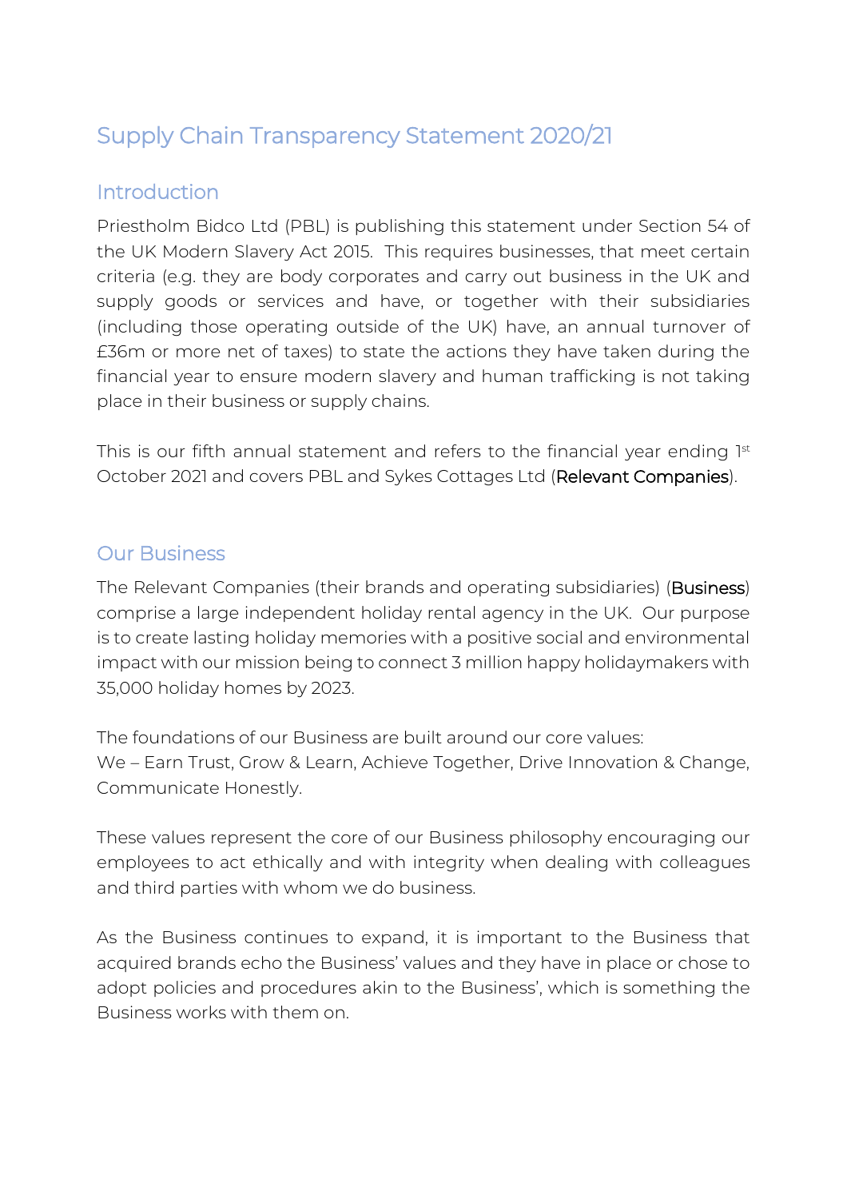# Supply Chain Transparency Statement 2020/21

## Introduction

Priestholm Bidco Ltd (PBL) is publishing this statement under Section 54 of the UK Modern Slavery Act 2015. This requires businesses, that meet certain criteria (e.g. they are body corporates and carry out business in the UK and supply goods or services and have, or together with their subsidiaries (including those operating outside of the UK) have, an annual turnover of £36m or more net of taxes) to state the actions they have taken during the financial year to ensure modern slavery and human trafficking is not taking place in their business or supply chains.

This is our fifth annual statement and refers to the financial year ending 1st October 2021 and covers PBL and Sykes Cottages Ltd (**Relevant Companies**).

## Our Business

The Relevant Companies (their brands and operating subsidiaries) (**Business**) comprise a large independent holiday rental agency in the UK. Our purpose is to create lasting holiday memories with a positive social and environmental impact with our mission being to connect 3 million happy holidaymakers with 35,000 holiday homes by 2023.

The foundations of our Business are built around our core values:
We – Earn Trust, Grow & Learn, Achieve Together, Drive Innovation & Change, Communicate Honestly.

These values represent the core of our Business philosophy encouraging our employees to act ethically and with integrity when dealing with colleagues and third parties with whom we do business.

As the Business continues to expand, it is important to the Business that acquired brands echo the Business' values and they have in place or chose to adopt policies and procedures akin to the Business', which is something the Business works with them on.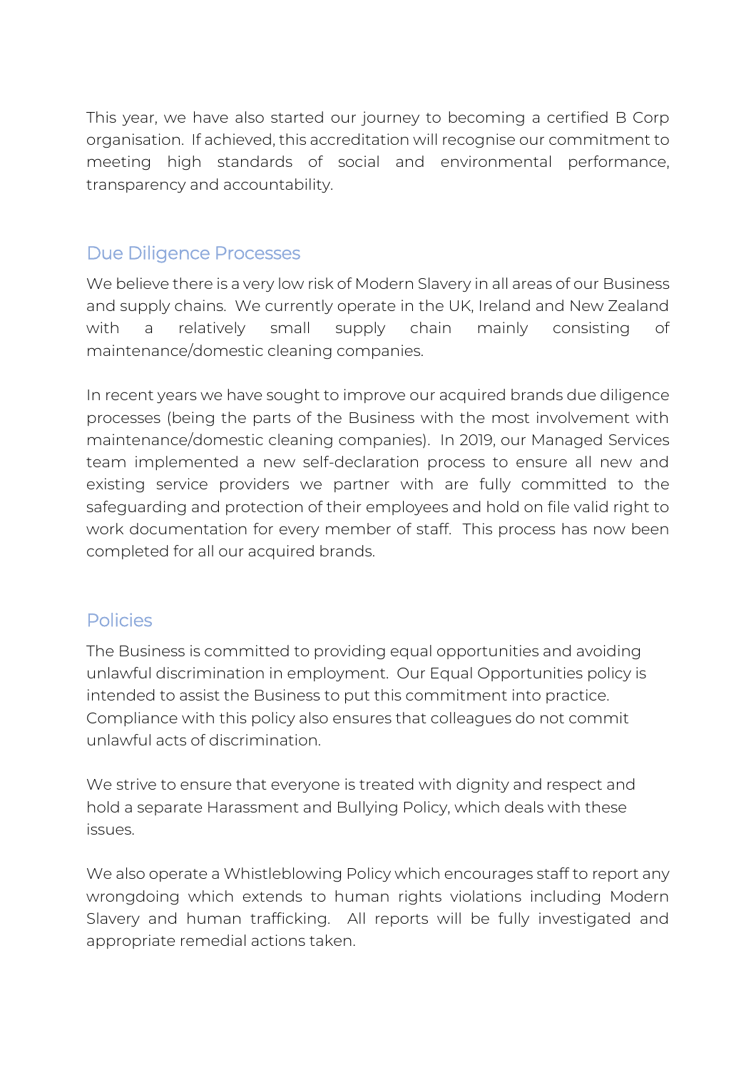This year, we have also started our journey to becoming a certified B Corp organisation. If achieved, this accreditation will recognise our commitment to meeting high standards of social and environmental performance, transparency and accountability.

## Due Diligence Processes

We believe there is a very low risk of Modern Slavery in all areas of our Business and supply chains. We currently operate in the UK, Ireland and New Zealand with a relatively small supply chain mainly consisting of maintenance/domestic cleaning companies.

In recent years we have sought to improve our acquired brands due diligence processes (being the parts of the Business with the most involvement with maintenance/domestic cleaning companies). In 2019, our Managed Services team implemented a new self-declaration process to ensure all new and existing service providers we partner with are fully committed to the safeguarding and protection of their employees and hold on file valid right to work documentation for every member of staff. This process has now been completed for all our acquired brands.

## Policies

The Business is committed to providing equal opportunities and avoiding unlawful discrimination in employment. Our Equal Opportunities policy is intended to assist the Business to put this commitment into practice. Compliance with this policy also ensures that colleagues do not commit unlawful acts of discrimination.

We strive to ensure that everyone is treated with dignity and respect and hold a separate Harassment and Bullying Policy, which deals with these issues.

We also operate a Whistleblowing Policy which encourages staff to report any wrongdoing which extends to human rights violations including Modern Slavery and human trafficking. All reports will be fully investigated and appropriate remedial actions taken.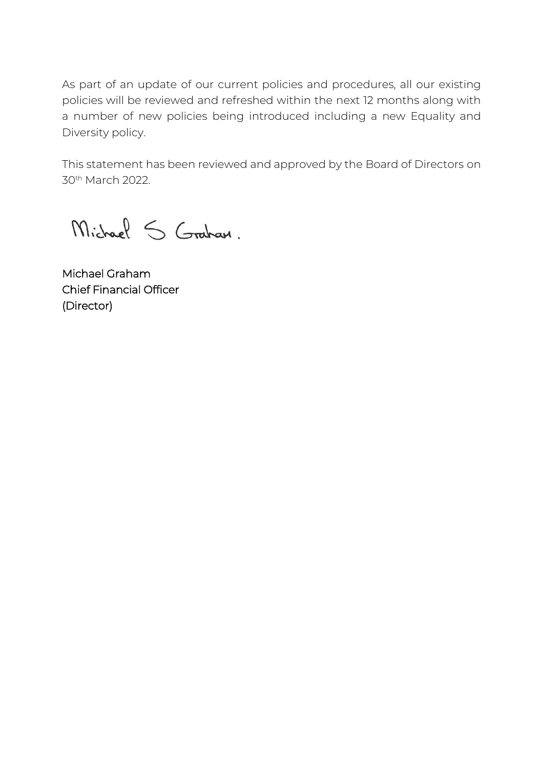As part of an update of our current policies and procedures, all our existing policies will be reviewed and refreshed within the next 12 months along with a number of new policies being introduced including a new Equality and Diversity policy.

This statement has been reviewed and approved by the Board of Directors on 30th March 2022.

Michael S Graham.

Michael Graham
Chief Financial Officer
(Director)